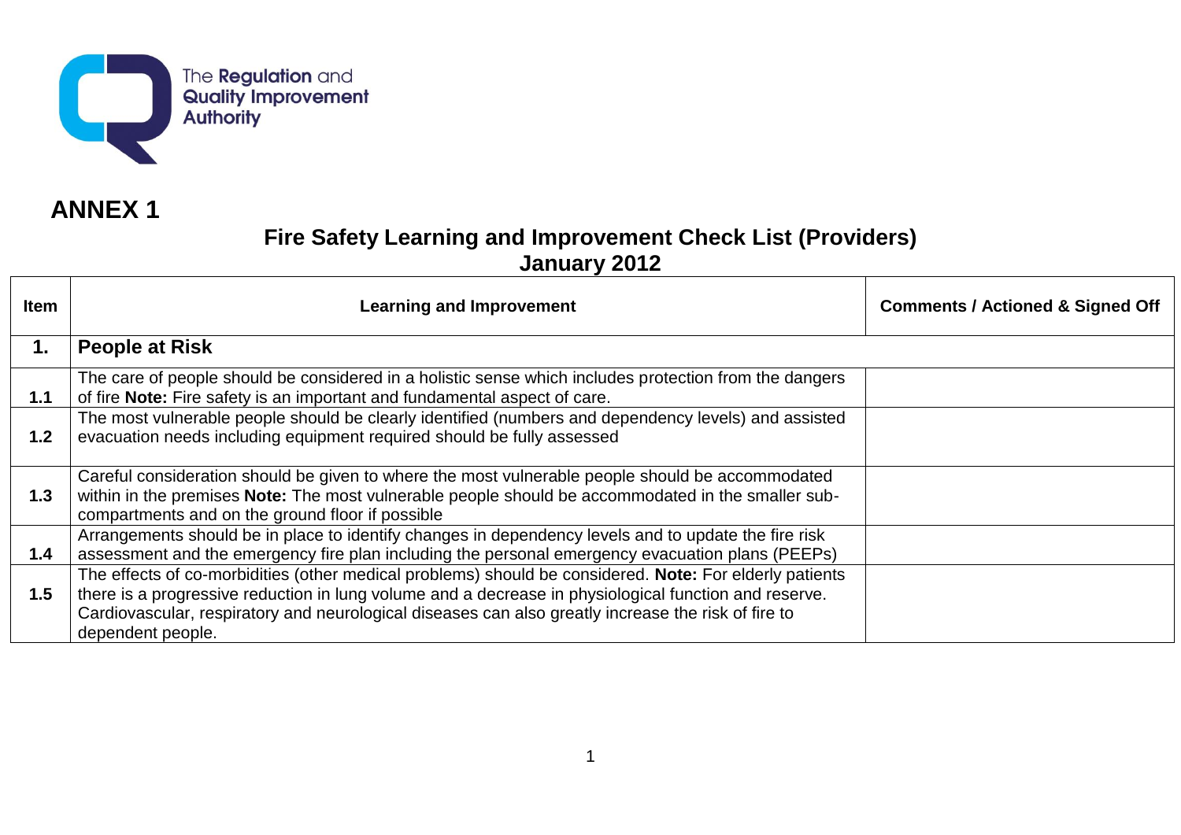The Regulation and Quality Improvement Authority

# ANNEX 1

## Fire Safety Learning and Improvement Check List (Providers)
## January 2012

| Item | Learning and Improvement | Comments / Actioned & Signed Off |
|---|---|---|
| **1.** | **People at Risk** | |
| **1.1** | The care of people should be considered in a holistic sense which includes protection from the dangers of fire **Note:** Fire safety is an important and fundamental aspect of care. | |
| **1.2** | The most vulnerable people should be clearly identified (numbers and dependency levels) and assisted evacuation needs including equipment required should be fully assessed | |
| **1.3** | Careful consideration should be given to where the most vulnerable people should be accommodated within in the premises **Note:** The most vulnerable people should be accommodated in the smaller sub-compartments and on the ground floor if possible | |
| **1.4** | Arrangements should be in place to identify changes in dependency levels and to update the fire risk assessment and the emergency fire plan including the personal emergency evacuation plans (PEEPs) | |
| **1.5** | The effects of co-morbidities (other medical problems) should be considered. **Note:** For elderly patients there is a progressive reduction in lung volume and a decrease in physiological function and reserve. Cardiovascular, respiratory and neurological diseases can also greatly increase the risk of fire to dependent people. | |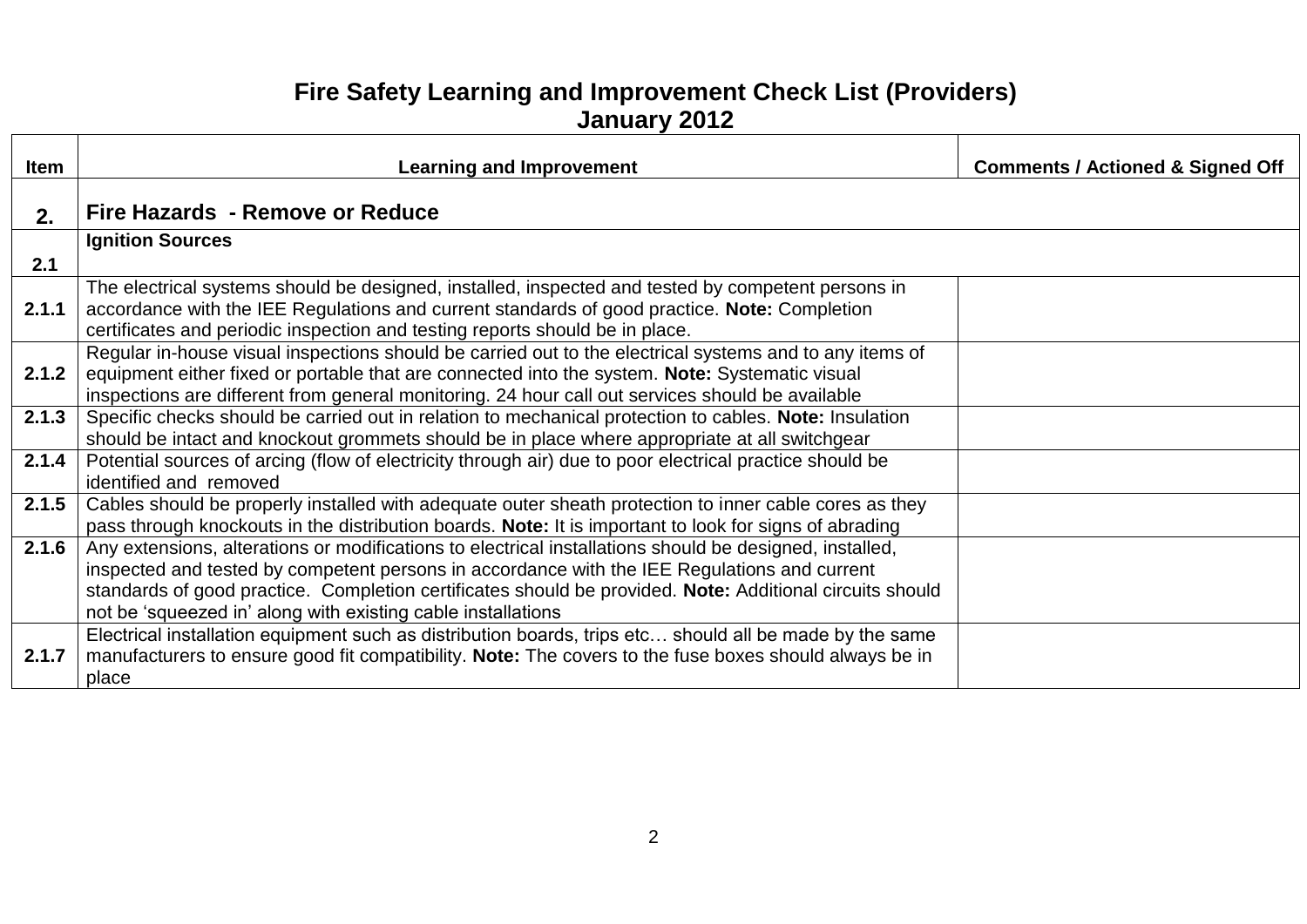# Fire Safety Learning and Improvement Check List (Providers)
## January 2012

| Item | Learning and Improvement | Comments / Actioned & Signed Off |
|---|---|---|
| **2.** | **Fire Hazards - Remove or Reduce** | |
| **2.1** | **Ignition Sources** | |
| **2.1.1** | The electrical systems should be designed, installed, inspected and tested by competent persons in accordance with the IEE Regulations and current standards of good practice. **Note:** Completion certificates and periodic inspection and testing reports should be in place. | |
| **2.1.2** | Regular in-house visual inspections should be carried out to the electrical systems and to any items of equipment either fixed or portable that are connected into the system. **Note:** Systematic visual inspections are different from general monitoring. 24 hour call out services should be available | |
| **2.1.3** | Specific checks should be carried out in relation to mechanical protection to cables. **Note:** Insulation should be intact and knockout grommets should be in place where appropriate at all switchgear | |
| **2.1.4** | Potential sources of arcing (flow of electricity through air) due to poor electrical practice should be identified and removed | |
| **2.1.5** | Cables should be properly installed with adequate outer sheath protection to inner cable cores as they pass through knockouts in the distribution boards. **Note:** It is important to look for signs of abrading | |
| **2.1.6** | Any extensions, alterations or modifications to electrical installations should be designed, installed, inspected and tested by competent persons in accordance with the IEE Regulations and current standards of good practice. Completion certificates should be provided. **Note:** Additional circuits should not be 'squeezed in' along with existing cable installations | |
| **2.1.7** | Electrical installation equipment such as distribution boards, trips etc… should all be made by the same manufacturers to ensure good fit compatibility. **Note:** The covers to the fuse boxes should always be in place | |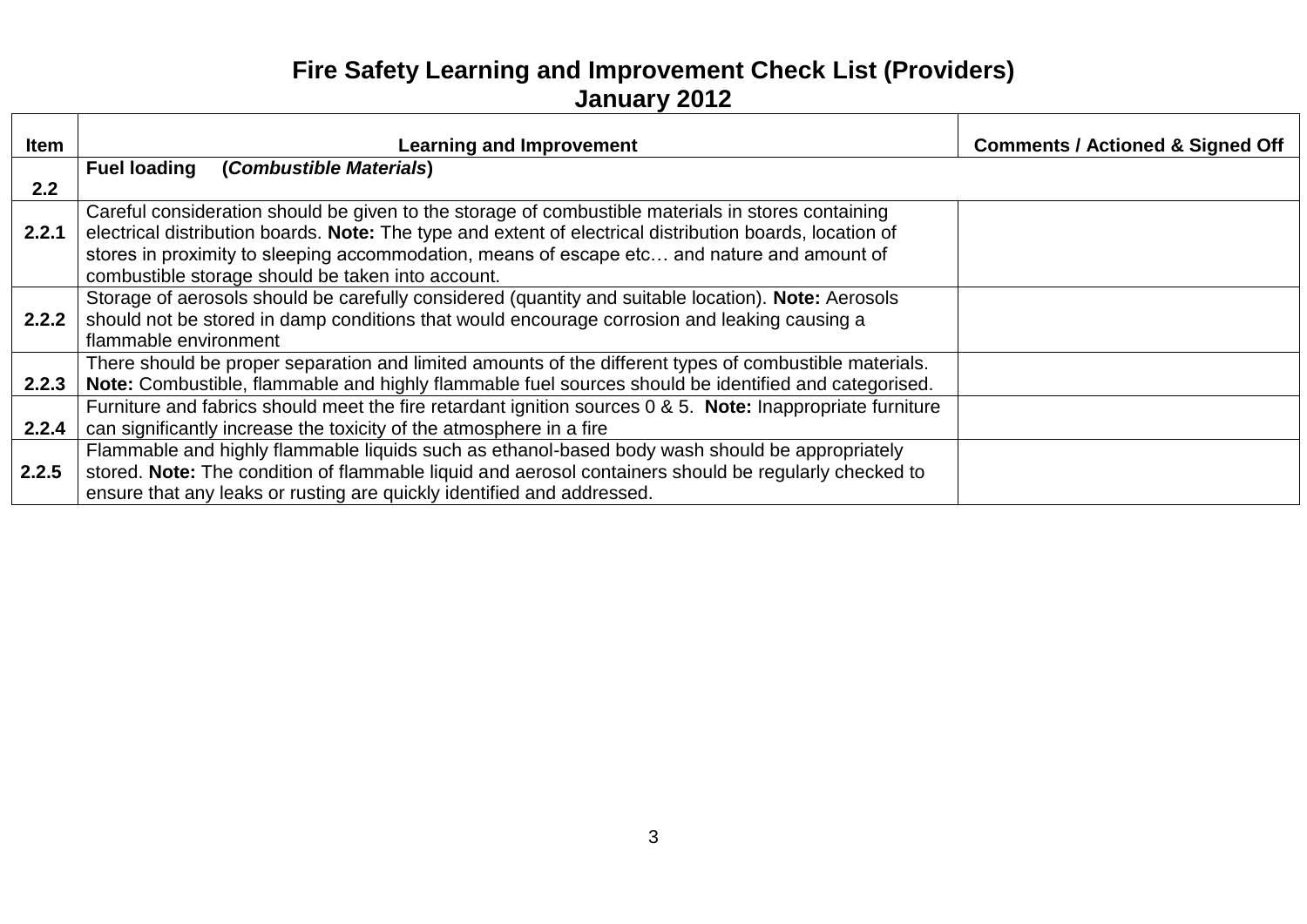# Fire Safety Learning and Improvement Check List (Providers)
## January 2012

| Item | Learning and Improvement | Comments / Actioned & Signed Off |
|---|---|---|
| **2.2** | **Fuel loading (*Combustible Materials*)** | |
| **2.2.1** | Careful consideration should be given to the storage of combustible materials in stores containing electrical distribution boards. **Note:** The type and extent of electrical distribution boards, location of stores in proximity to sleeping accommodation, means of escape etc… and nature and amount of combustible storage should be taken into account. | |
| **2.2.2** | Storage of aerosols should be carefully considered (quantity and suitable location). **Note:** Aerosols should not be stored in damp conditions that would encourage corrosion and leaking causing a flammable environment | |
| **2.2.3** | There should be proper separation and limited amounts of the different types of combustible materials. **Note:** Combustible, flammable and highly flammable fuel sources should be identified and categorised. | |
| **2.2.4** | Furniture and fabrics should meet the fire retardant ignition sources 0 & 5. **Note:** Inappropriate furniture can significantly increase the toxicity of the atmosphere in a fire | |
| **2.2.5** | Flammable and highly flammable liquids such as ethanol-based body wash should be appropriately stored. **Note:** The condition of flammable liquid and aerosol containers should be regularly checked to ensure that any leaks or rusting are quickly identified and addressed. | |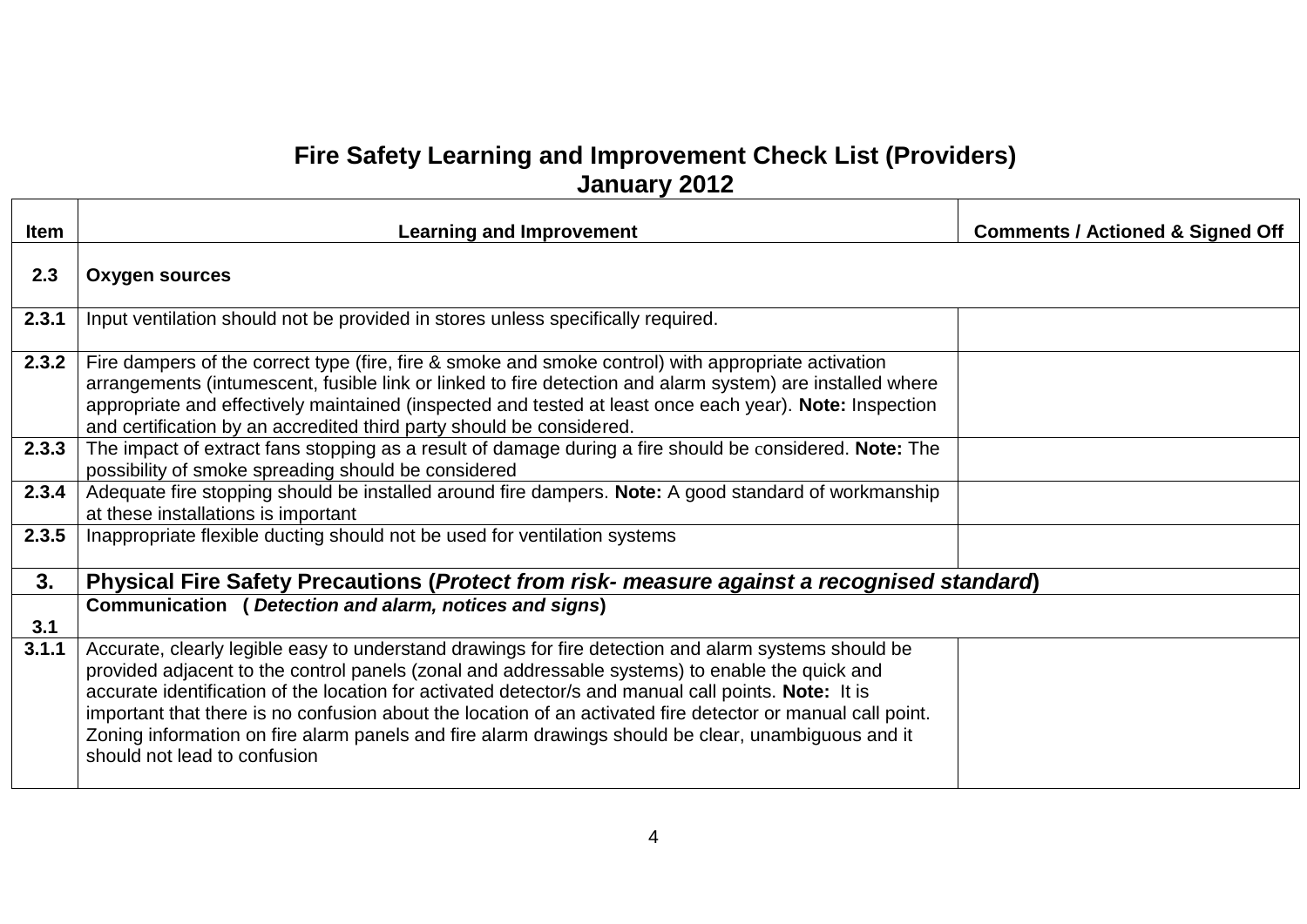# Fire Safety Learning and Improvement Check List (Providers)
## January 2012

| Item | Learning and Improvement | Comments / Actioned & Signed Off |
|---|---|---|
| **2.3** | **Oxygen sources** | |
| **2.3.1** | Input ventilation should not be provided in stores unless specifically required. | |
| **2.3.2** | Fire dampers of the correct type (fire, fire & smoke and smoke control) with appropriate activation arrangements (intumescent, fusible link or linked to fire detection and alarm system) are installed where appropriate and effectively maintained (inspected and tested at least once each year). **Note:** Inspection and certification by an accredited third party should be considered. | |
| **2.3.3** | The impact of extract fans stopping as a result of damage during a fire should be considered. **Note:** The possibility of smoke spreading should be considered | |
| **2.3.4** | Adequate fire stopping should be installed around fire dampers. **Note:** A good standard of workmanship at these installations is important | |
| **2.3.5** | Inappropriate flexible ducting should not be used for ventilation systems | |
| **3.** | **Physical Fire Safety Precautions (*Protect from risk- measure against a recognised standard*)** | |
| **3.1** | **Communication ( *Detection and alarm, notices and signs*)** | |
| **3.1.1** | Accurate, clearly legible easy to understand drawings for fire detection and alarm systems should be provided adjacent to the control panels (zonal and addressable systems) to enable the quick and accurate identification of the location for activated detector/s and manual call points. **Note:** It is important that there is no confusion about the location of an activated fire detector or manual call point. Zoning information on fire alarm panels and fire alarm drawings should be clear, unambiguous and it should not lead to confusion | |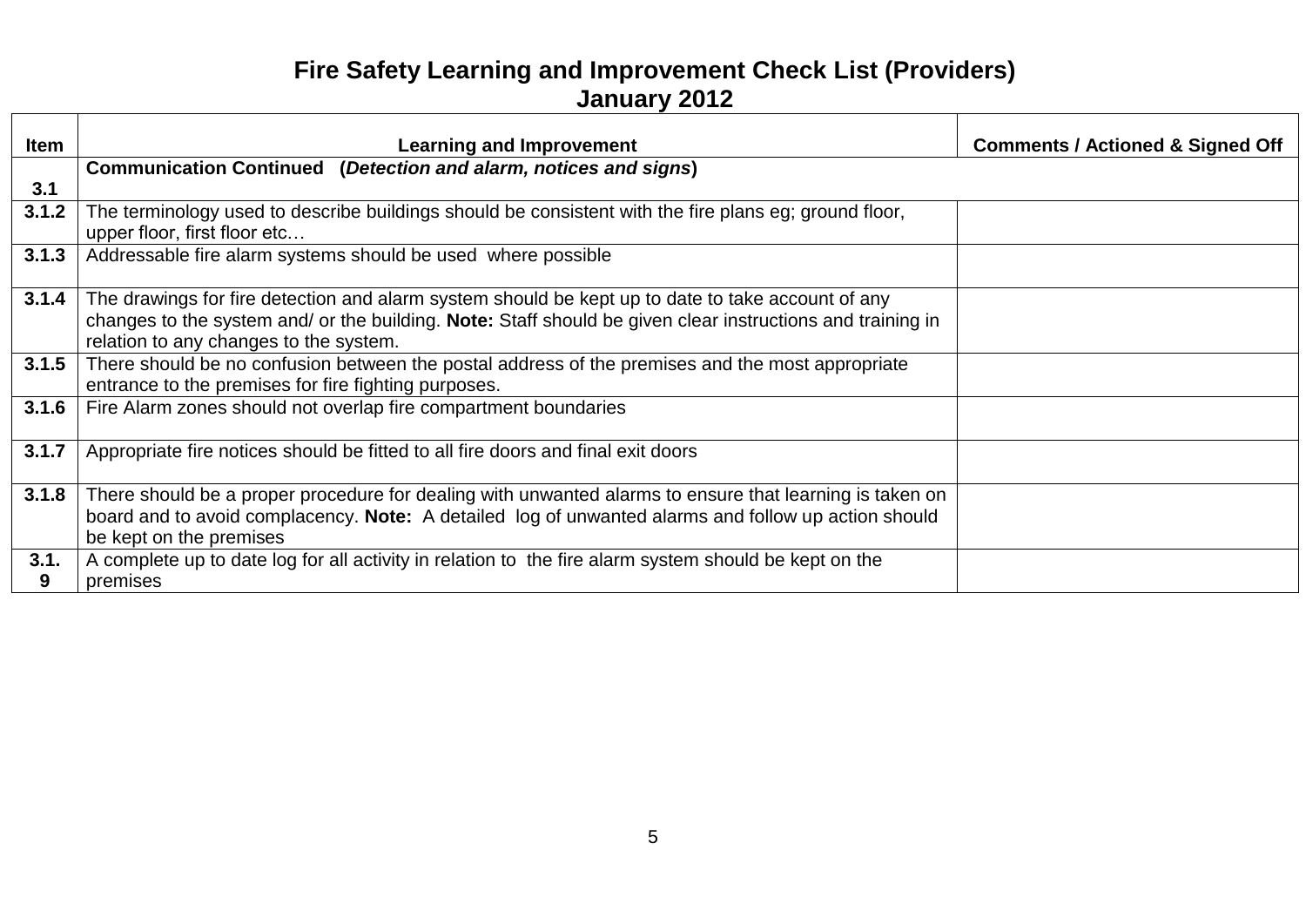# Fire Safety Learning and Improvement Check List (Providers)

## January 2012

| Item | Learning and Improvement | Comments / Actioned & Signed Off |
|---|---|---|
| **3.1** | **Communication Continued (*Detection and alarm, notices and signs*)** | |
| **3.1.2** | The terminology used to describe buildings should be consistent with the fire plans eg; ground floor, upper floor, first floor etc… | |
| **3.1.3** | Addressable fire alarm systems should be used where possible | |
| **3.1.4** | The drawings for fire detection and alarm system should be kept up to date to take account of any changes to the system and/ or the building. **Note:** Staff should be given clear instructions and training in relation to any changes to the system. | |
| **3.1.5** | There should be no confusion between the postal address of the premises and the most appropriate entrance to the premises for fire fighting purposes. | |
| **3.1.6** | Fire Alarm zones should not overlap fire compartment boundaries | |
| **3.1.7** | Appropriate fire notices should be fitted to all fire doors and final exit doors | |
| **3.1.8** | There should be a proper procedure for dealing with unwanted alarms to ensure that learning is taken on board and to avoid complacency. **Note:** A detailed log of unwanted alarms and follow up action should be kept on the premises | |
| **3.1.9** | A complete up to date log for all activity in relation to the fire alarm system should be kept on the premises | |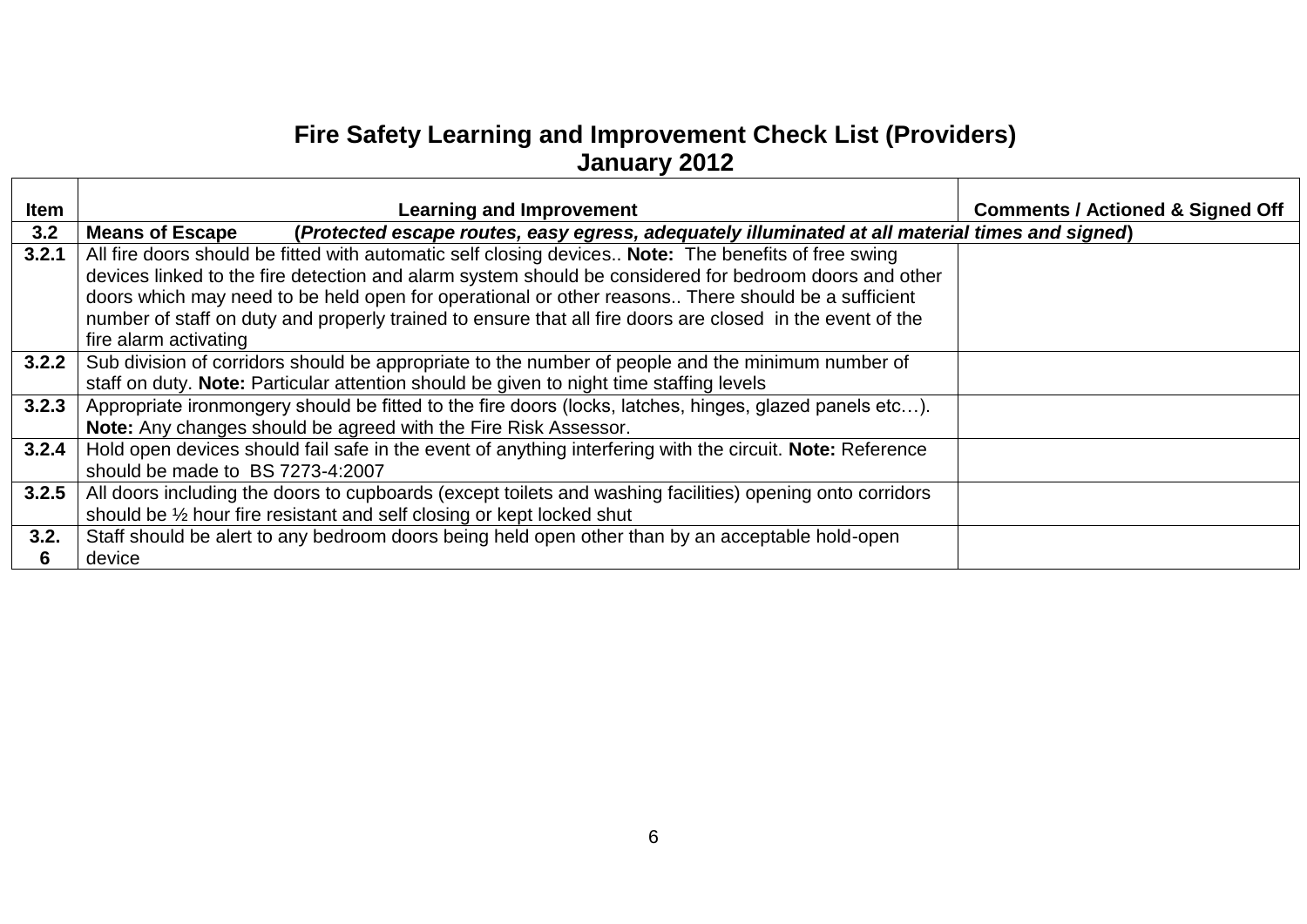# Fire Safety Learning and Improvement Check List (Providers)
## January 2012

| Item | Learning and Improvement | Comments / Actioned & Signed Off |
|---|---|---|
| **3.2** | **Means of Escape** (***Protected escape routes, easy egress, adequately illuminated at all material times and signed***) | |
| **3.2.1** | All fire doors should be fitted with automatic self closing devices.. **Note:** The benefits of free swing devices linked to the fire detection and alarm system should be considered for bedroom doors and other doors which may need to be held open for operational or other reasons.. There should be a sufficient number of staff on duty and properly trained to ensure that all fire doors are closed in the event of the fire alarm activating | |
| **3.2.2** | Sub division of corridors should be appropriate to the number of people and the minimum number of staff on duty. **Note:** Particular attention should be given to night time staffing levels | |
| **3.2.3** | Appropriate ironmongery should be fitted to the fire doors (locks, latches, hinges, glazed panels etc…). **Note:** Any changes should be agreed with the Fire Risk Assessor. | |
| **3.2.4** | Hold open devices should fail safe in the event of anything interfering with the circuit. **Note:** Reference should be made to BS 7273-4:2007 | |
| **3.2.5** | All doors including the doors to cupboards (except toilets and washing facilities) opening onto corridors should be ½ hour fire resistant and self closing or kept locked shut | |
| **3.2.6** | Staff should be alert to any bedroom doors being held open other than by an acceptable hold-open device | |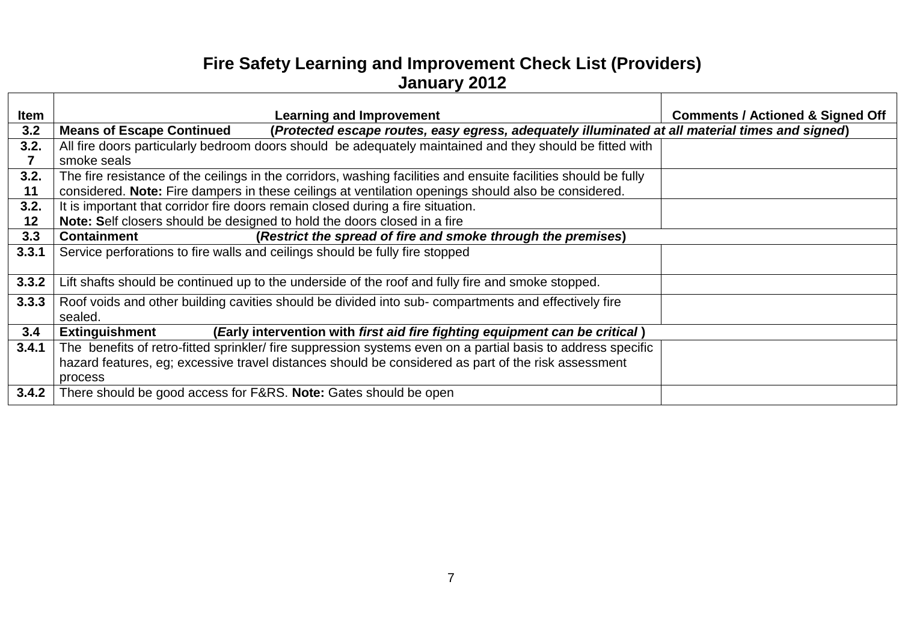# Fire Safety Learning and Improvement Check List (Providers)
## January 2012

| Item | Learning and Improvement | Comments / Actioned & Signed Off |
|---|---|---|
| **3.2** | **Means of Escape Continued (*Protected escape routes, easy egress, adequately illuminated at all material times and signed*)** | |
| **3.2.7** | All fire doors particularly bedroom doors should be adequately maintained and they should be fitted with smoke seals | |
| **3.2.11** | The fire resistance of the ceilings in the corridors, washing facilities and ensuite facilities should be fully considered. **Note:** Fire dampers in these ceilings at ventilation openings should also be considered. | |
| **3.2.12** | It is important that corridor fire doors remain closed during a fire situation. **Note: S**elf closers should be designed to hold the doors closed in a fire | |
| **3.3** | **Containment (*Restrict the spread of fire and smoke through the premises*)** | |
| **3.3.1** | Service perforations to fire walls and ceilings should be fully fire stopped | |
| **3.3.2** | Lift shafts should be continued up to the underside of the roof and fully fire and smoke stopped. | |
| **3.3.3** | Roof voids and other building cavities should be divided into sub- compartments and effectively fire sealed. | |
| **3.4** | **Extinguishment (*E*arly intervention with *first aid fire fighting equipment can be critical* )** | |
| **3.4.1** | The benefits of retro-fitted sprinkler/ fire suppression systems even on a partial basis to address specific hazard features, eg; excessive travel distances should be considered as part of the risk assessment process | |
| **3.4.2** | There should be good access for F&RS. **Note:** Gates should be open | |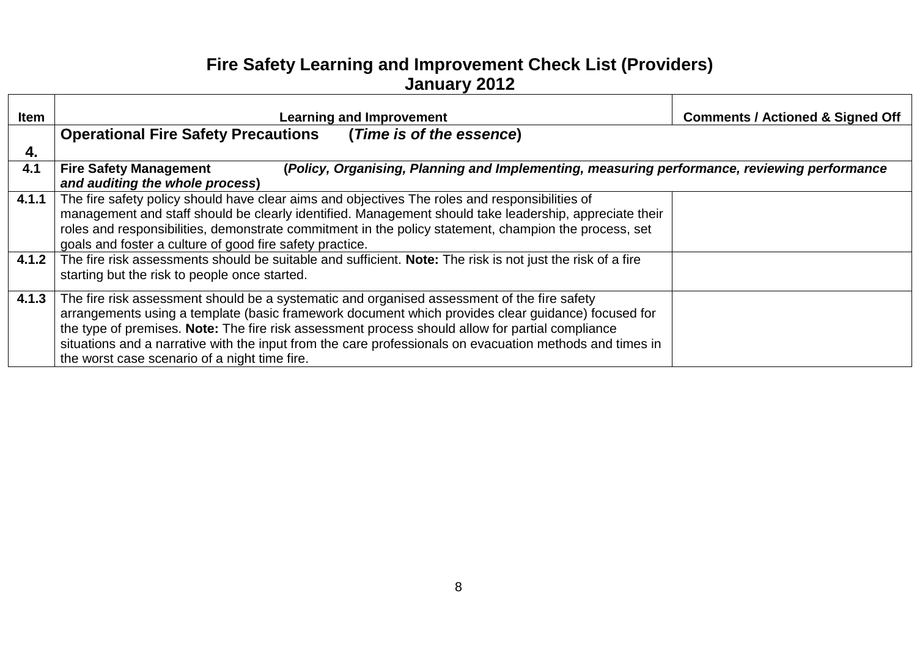# Fire Safety Learning and Improvement Check List (Providers)
## January 2012

| Item | Learning and Improvement | Comments / Actioned & Signed Off |
|---|---|---|
| **4.** | **Operational Fire Safety Precautions (*Time is of the essence*)** | |
| **4.1** | **Fire Safety Management (*Policy, Organising, Planning and Implementing, measuring performance, reviewing performance and auditing the whole process*)** | |
| **4.1.1** | The fire safety policy should have clear aims and objectives The roles and responsibilities of management and staff should be clearly identified. Management should take leadership, appreciate their roles and responsibilities, demonstrate commitment in the policy statement, champion the process, set goals and foster a culture of good fire safety practice. | |
| **4.1.2** | The fire risk assessments should be suitable and sufficient. **Note:** The risk is not just the risk of a fire starting but the risk to people once started. | |
| **4.1.3** | The fire risk assessment should be a systematic and organised assessment of the fire safety arrangements using a template (basic framework document which provides clear guidance) focused for the type of premises. **Note:** The fire risk assessment process should allow for partial compliance situations and a narrative with the input from the care professionals on evacuation methods and times in the worst case scenario of a night time fire. | |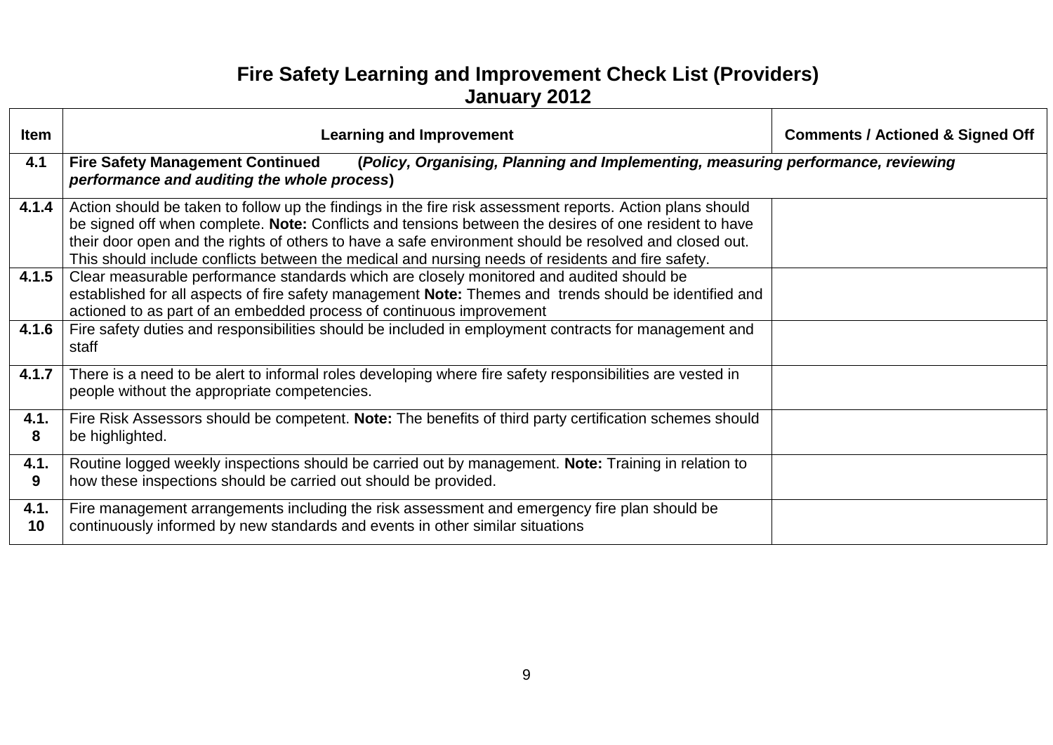# Fire Safety Learning and Improvement Check List (Providers)
## January 2012

| Item | Learning and Improvement | Comments / Actioned & Signed Off |
|---|---|---|
| **4.1** | **Fire Safety Management Continued (*Policy, Organising, Planning and Implementing, measuring performance, reviewing performance and auditing the whole process*)** | |
| **4.1.4** | Action should be taken to follow up the findings in the fire risk assessment reports. Action plans should be signed off when complete. **Note:** Conflicts and tensions between the desires of one resident to have their door open and the rights of others to have a safe environment should be resolved and closed out. This should include conflicts between the medical and nursing needs of residents and fire safety. | |
| **4.1.5** | Clear measurable performance standards which are closely monitored and audited should be established for all aspects of fire safety management **Note:** Themes and trends should be identified and actioned to as part of an embedded process of continuous improvement | |
| **4.1.6** | Fire safety duties and responsibilities should be included in employment contracts for management and staff | |
| **4.1.7** | There is a need to be alert to informal roles developing where fire safety responsibilities are vested in people without the appropriate competencies. | |
| **4.1.8** | Fire Risk Assessors should be competent. **Note:** The benefits of third party certification schemes should be highlighted. | |
| **4.1.9** | Routine logged weekly inspections should be carried out by management. **Note:** Training in relation to how these inspections should be carried out should be provided. | |
| **4.1.10** | Fire management arrangements including the risk assessment and emergency fire plan should be continuously informed by new standards and events in other similar situations | |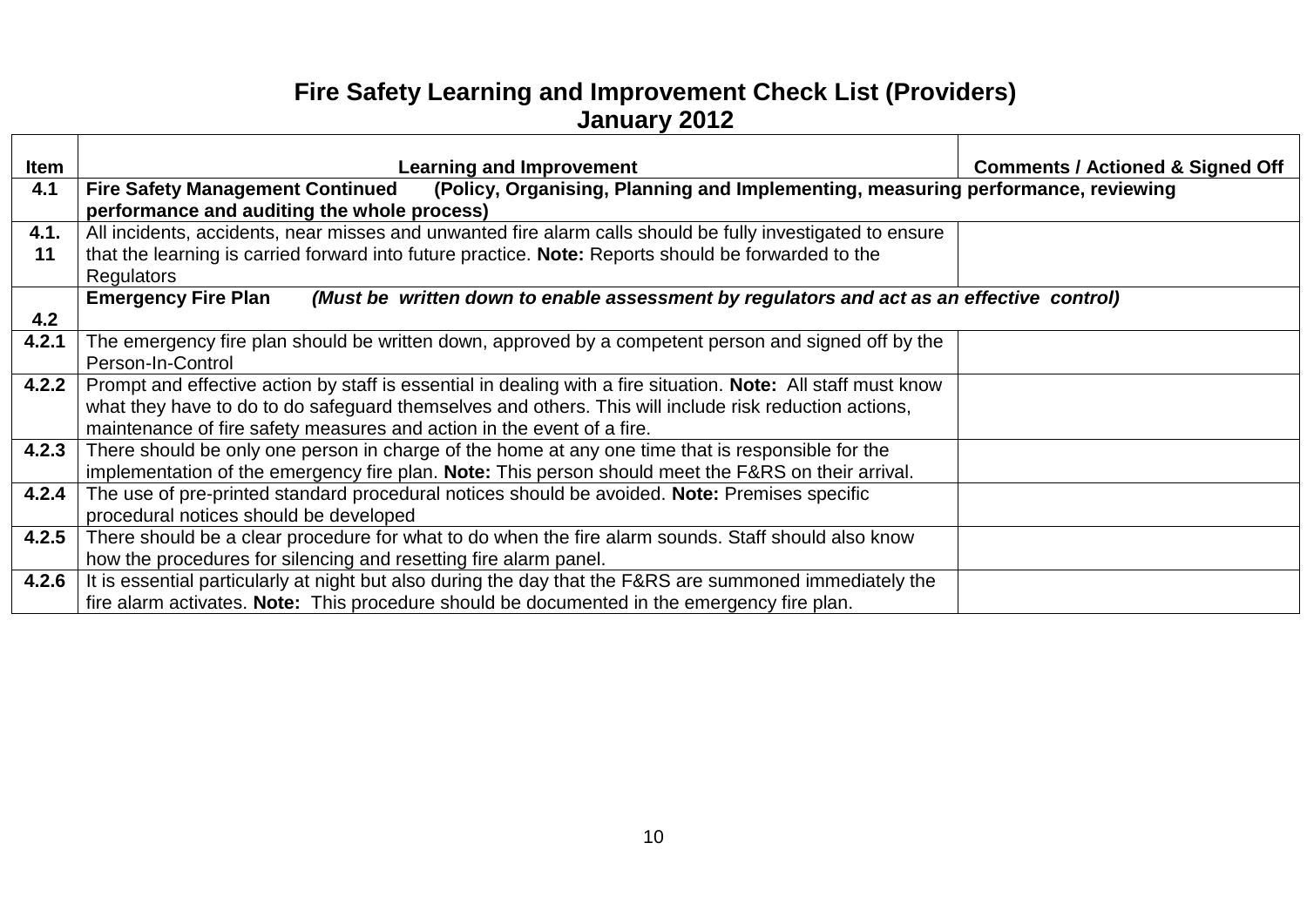# Fire Safety Learning and Improvement Check List (Providers)
## January 2012

| Item | Learning and Improvement | Comments / Actioned & Signed Off |
|---|---|---|
| **4.1** | **Fire Safety Management Continued (Policy, Organising, Planning and Implementing, measuring performance, reviewing performance and auditing the whole process)** | |
| **4.1.11** | All incidents, accidents, near misses and unwanted fire alarm calls should be fully investigated to ensure that the learning is carried forward into future practice. **Note:** Reports should be forwarded to the Regulators | |
| **4.2** | **Emergency Fire Plan** ***(Must be written down to enable assessment by regulators and act as an effective control)*** | |
| **4.2.1** | The emergency fire plan should be written down, approved by a competent person and signed off by the Person-In-Control | |
| **4.2.2** | Prompt and effective action by staff is essential in dealing with a fire situation. **Note:** All staff must know what they have to do to do safeguard themselves and others. This will include risk reduction actions, maintenance of fire safety measures and action in the event of a fire. | |
| **4.2.3** | There should be only one person in charge of the home at any one time that is responsible for the implementation of the emergency fire plan. **Note:** This person should meet the F&RS on their arrival. | |
| **4.2.4** | The use of pre-printed standard procedural notices should be avoided. **Note:** Premises specific procedural notices should be developed | |
| **4.2.5** | There should be a clear procedure for what to do when the fire alarm sounds. Staff should also know how the procedures for silencing and resetting fire alarm panel. | |
| **4.2.6** | It is essential particularly at night but also during the day that the F&RS are summoned immediately the fire alarm activates. **Note:** This procedure should be documented in the emergency fire plan. | |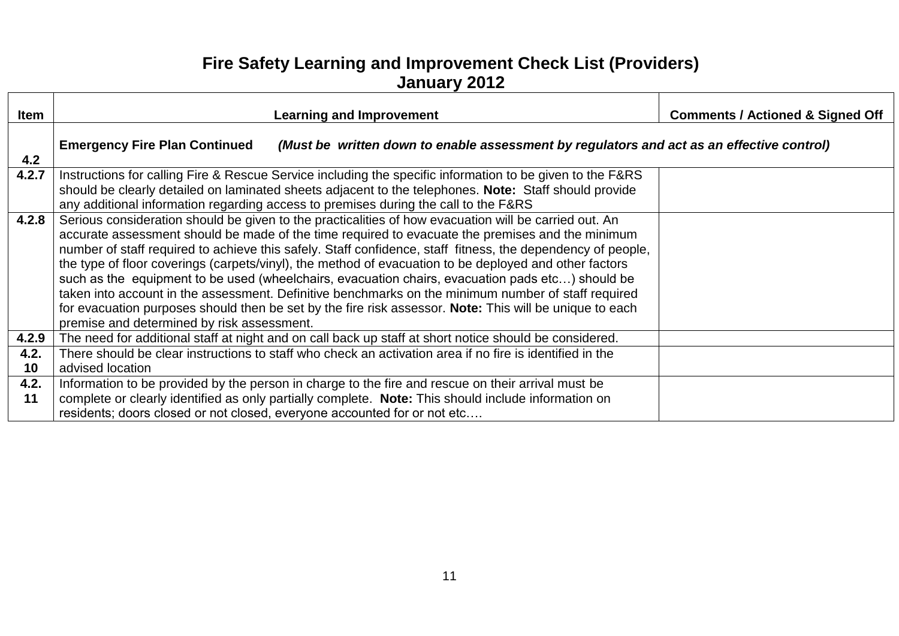# Fire Safety Learning and Improvement Check List (Providers)
## January 2012

| Item | Learning and Improvement | Comments / Actioned & Signed Off |
|---|---|---|
| **4.2** | **Emergency Fire Plan Continued** ***(Must be written down to enable assessment by regulators and act as an effective control)*** | |
| **4.2.7** | Instructions for calling Fire & Rescue Service including the specific information to be given to the F&RS should be clearly detailed on laminated sheets adjacent to the telephones. **Note:** Staff should provide any additional information regarding access to premises during the call to the F&RS | |
| **4.2.8** | Serious consideration should be given to the practicalities of how evacuation will be carried out. An accurate assessment should be made of the time required to evacuate the premises and the minimum number of staff required to achieve this safely. Staff confidence, staff fitness, the dependency of people, the type of floor coverings (carpets/vinyl), the method of evacuation to be deployed and other factors such as the equipment to be used (wheelchairs, evacuation chairs, evacuation pads etc…) should be taken into account in the assessment. Definitive benchmarks on the minimum number of staff required for evacuation purposes should then be set by the fire risk assessor. **Note:** This will be unique to each premise and determined by risk assessment. | |
| **4.2.9** | The need for additional staff at night and on call back up staff at short notice should be considered. | |
| **4.2.10** | There should be clear instructions to staff who check an activation area if no fire is identified in the advised location | |
| **4.2.11** | Information to be provided by the person in charge to the fire and rescue on their arrival must be complete or clearly identified as only partially complete. **Note:** This should include information on residents; doors closed or not closed, everyone accounted for or not etc…. | |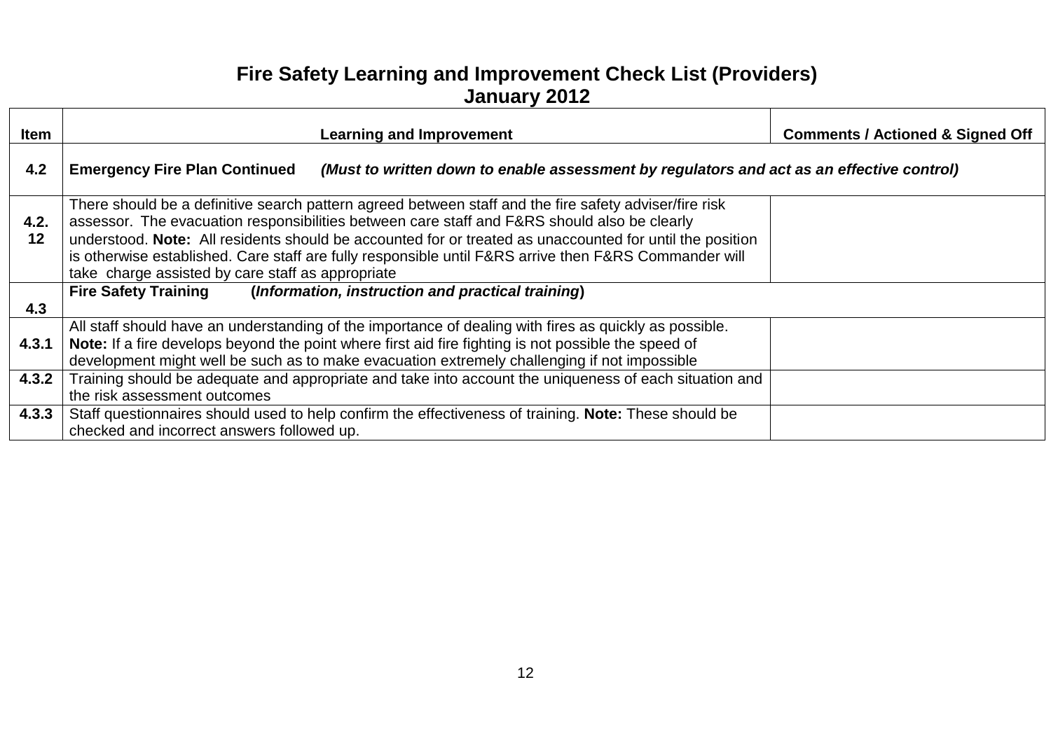# Fire Safety Learning and Improvement Check List (Providers)
## January 2012

| Item | Learning and Improvement | Comments / Actioned & Signed Off |
|---|---|---|
| **4.2** | **Emergency Fire Plan Continued** ***(Must to written down to enable assessment by regulators and act as an effective control)*** | |
| **4.2.12** | There should be a definitive search pattern agreed between staff and the fire safety adviser/fire risk assessor. The evacuation responsibilities between care staff and F&RS should also be clearly understood. **Note:** All residents should be accounted for or treated as unaccounted for until the position is otherwise established. Care staff are fully responsible until F&RS arrive then F&RS Commander will take charge assisted by care staff as appropriate | |
| **4.3** | **Fire Safety Training** **(*Information, instruction and practical training*)** | |
| **4.3.1** | All staff should have an understanding of the importance of dealing with fires as quickly as possible. **Note:** If a fire develops beyond the point where first aid fire fighting is not possible the speed of development might well be such as to make evacuation extremely challenging if not impossible | |
| **4.3.2** | Training should be adequate and appropriate and take into account the uniqueness of each situation and the risk assessment outcomes | |
| **4.3.3** | Staff questionnaires should used to help confirm the effectiveness of training. **Note:** These should be checked and incorrect answers followed up. | |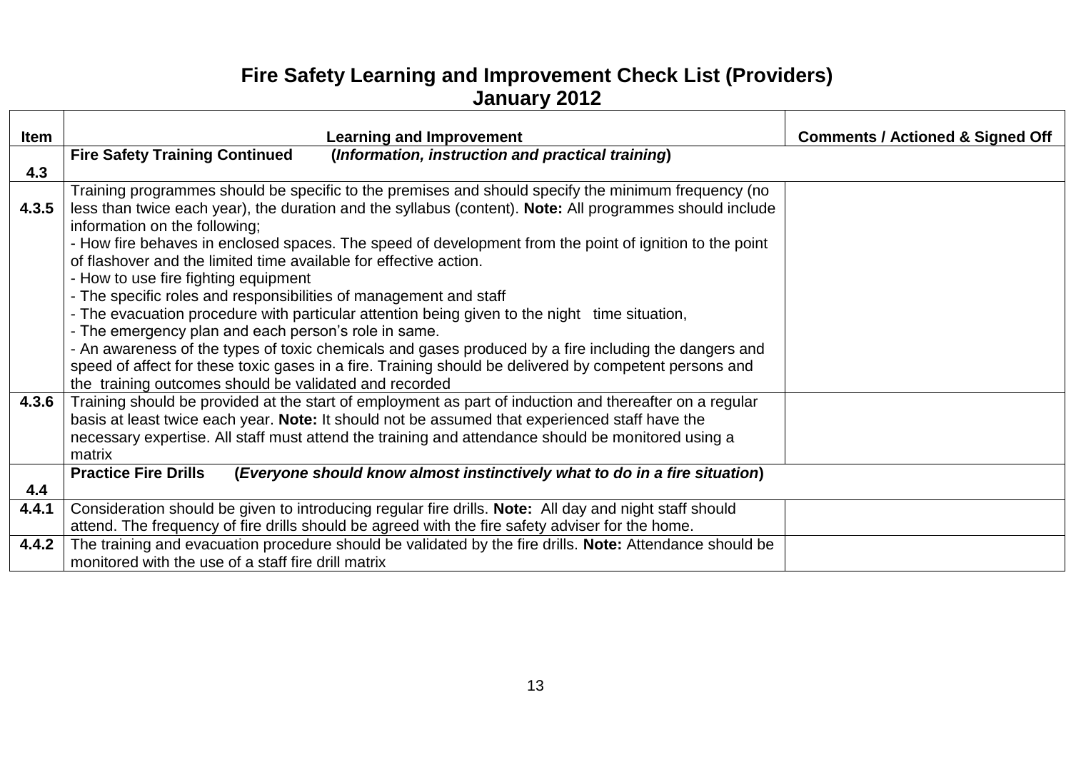# Fire Safety Learning and Improvement Check List (Providers)
## January 2012

| Item | Learning and Improvement | Comments / Actioned & Signed Off |
|---|---|---|
| **4.3** | **Fire Safety Training Continued** (***Information, instruction and practical training***) | |
| **4.3.5** | Training programmes should be specific to the premises and should specify the minimum frequency (no less than twice each year), the duration and the syllabus (content). **Note:** All programmes should include information on the following;<br>- How fire behaves in enclosed spaces. The speed of development from the point of ignition to the point of flashover and the limited time available for effective action.<br>- How to use fire fighting equipment<br>- The specific roles and responsibilities of management and staff<br>- The evacuation procedure with particular attention being given to the night time situation,<br>- The emergency plan and each person's role in same.<br>- An awareness of the types of toxic chemicals and gases produced by a fire including the dangers and speed of affect for these toxic gases in a fire. Training should be delivered by competent persons and the training outcomes should be validated and recorded | |
| **4.3.6** | Training should be provided at the start of employment as part of induction and thereafter on a regular basis at least twice each year. **Note:** It should not be assumed that experienced staff have the necessary expertise. All staff must attend the training and attendance should be monitored using a matrix | |
| **4.4** | **Practice Fire Drills** (***Everyone should know almost instinctively what to do in a fire situation***) | |
| **4.4.1** | Consideration should be given to introducing regular fire drills. **Note:** All day and night staff should attend. The frequency of fire drills should be agreed with the fire safety adviser for the home. | |
| **4.4.2** | The training and evacuation procedure should be validated by the fire drills. **Note:** Attendance should be monitored with the use of a staff fire drill matrix | |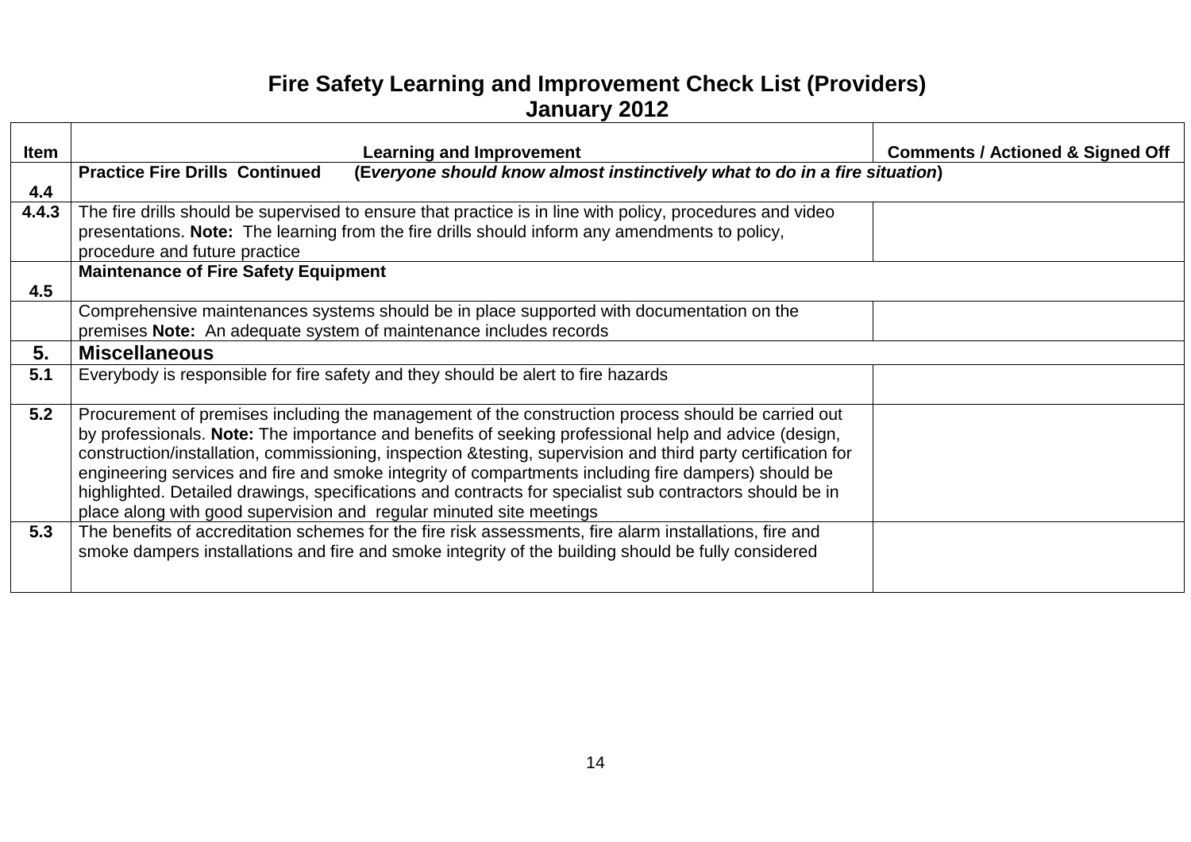# Fire Safety Learning and Improvement Check List (Providers)
## January 2012

| Item | Learning and Improvement | Comments / Actioned & Signed Off |
|---|---|---|
| 4.4 | **Practice Fire Drills Continued (*Everyone should know almost instinctively what to do in a fire situation*)** | |
| 4.4.3 | The fire drills should be supervised to ensure that practice is in line with policy, procedures and video presentations. **Note:** The learning from the fire drills should inform any amendments to policy, procedure and future practice | |
| 4.5 | **Maintenance of Fire Safety Equipment** | |
| | Comprehensive maintenances systems should be in place supported with documentation on the premises **Note:** An adequate system of maintenance includes records | |
| **5.** | **Miscellaneous** | |
| 5.1 | Everybody is responsible for fire safety and they should be alert to fire hazards | |
| 5.2 | Procurement of premises including the management of the construction process should be carried out by professionals. **Note:** The importance and benefits of seeking professional help and advice (design, construction/installation, commissioning, inspection &testing, supervision and third party certification for engineering services and fire and smoke integrity of compartments including fire dampers) should be highlighted. Detailed drawings, specifications and contracts for specialist sub contractors should be in place along with good supervision and regular minuted site meetings | |
| 5.3 | The benefits of accreditation schemes for the fire risk assessments, fire alarm installations, fire and smoke dampers installations and fire and smoke integrity of the building should be fully considered | |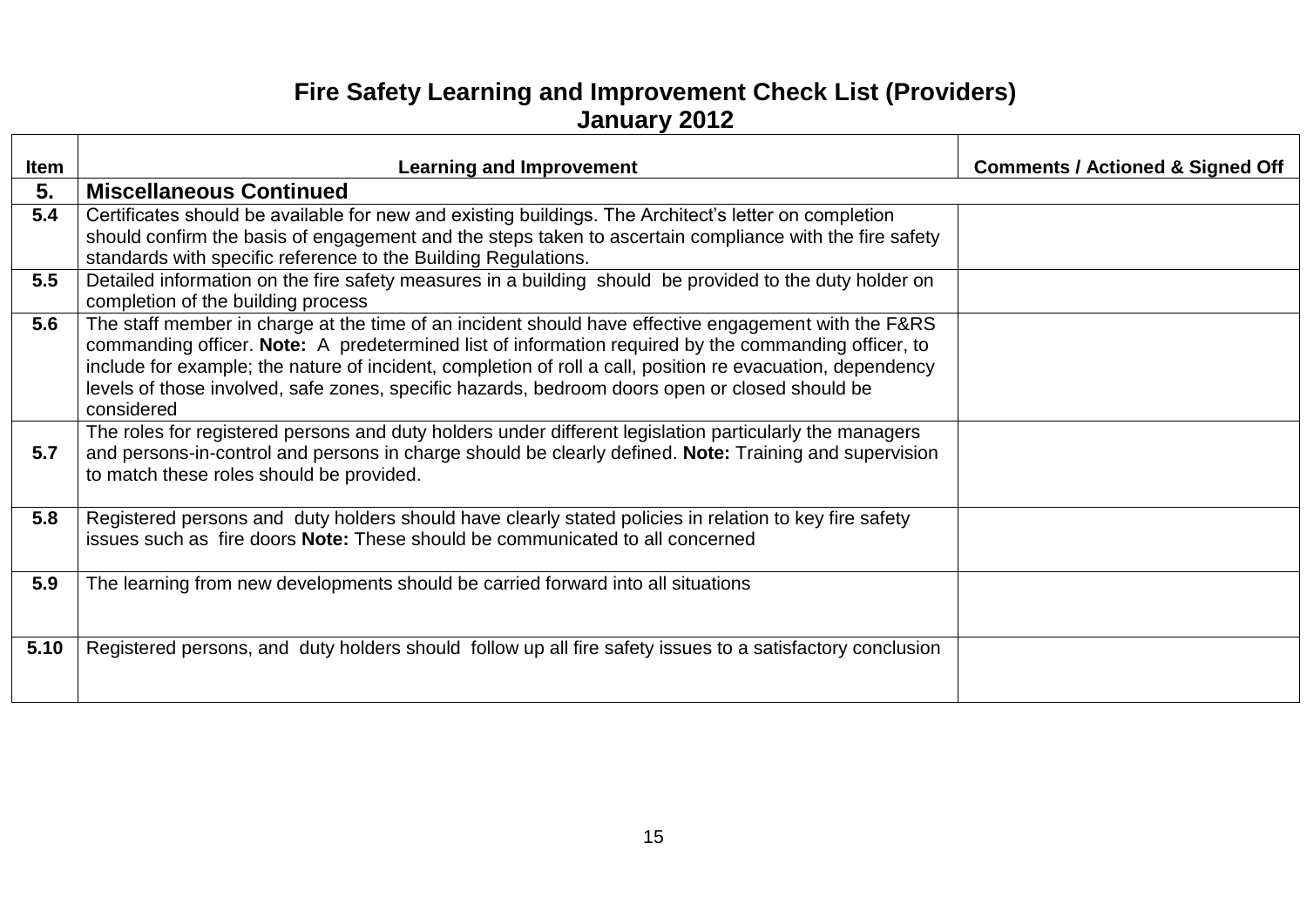# Fire Safety Learning and Improvement Check List (Providers)
## January 2012

| Item | Learning and Improvement | Comments / Actioned & Signed Off |
|---|---|---|
| **5.** | **Miscellaneous Continued** | |
| **5.4** | Certificates should be available for new and existing buildings. The Architect's letter on completion should confirm the basis of engagement and the steps taken to ascertain compliance with the fire safety standards with specific reference to the Building Regulations. | |
| **5.5** | Detailed information on the fire safety measures in a building should be provided to the duty holder on completion of the building process | |
| **5.6** | The staff member in charge at the time of an incident should have effective engagement with the F&RS commanding officer. **Note:** A predetermined list of information required by the commanding officer, to include for example; the nature of incident, completion of roll a call, position re evacuation, dependency levels of those involved, safe zones, specific hazards, bedroom doors open or closed should be considered | |
| **5.7** | The roles for registered persons and duty holders under different legislation particularly the managers and persons-in-control and persons in charge should be clearly defined. **Note:** Training and supervision to match these roles should be provided. | |
| **5.8** | Registered persons and duty holders should have clearly stated policies in relation to key fire safety issues such as fire doors **Note:** These should be communicated to all concerned | |
| **5.9** | The learning from new developments should be carried forward into all situations | |
| **5.10** | Registered persons, and duty holders should follow up all fire safety issues to a satisfactory conclusion | |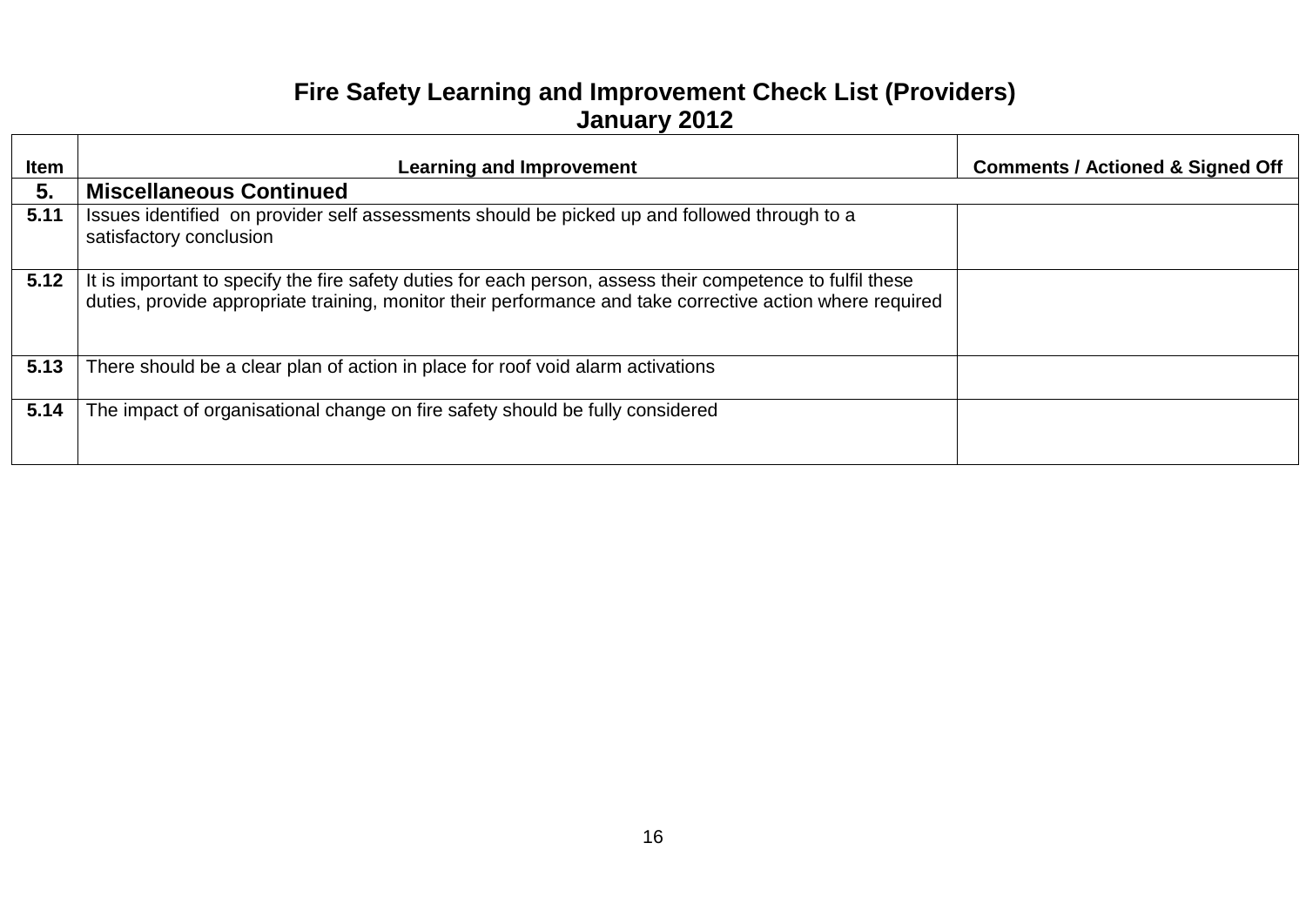# Fire Safety Learning and Improvement Check List (Providers)
## January 2012

| Item | Learning and Improvement | Comments / Actioned & Signed Off |
|---|---|---|
| **5.** | **Miscellaneous Continued** | |
| **5.11** | Issues identified  on provider self assessments should be picked up and followed through to a satisfactory conclusion | |
| **5.12** | It is important to specify the fire safety duties for each person, assess their competence to fulfil these duties, provide appropriate training, monitor their performance and take corrective action where required | |
| **5.13** | There should be a clear plan of action in place for roof void alarm activations | |
| **5.14** | The impact of organisational change on fire safety should be fully considered | |